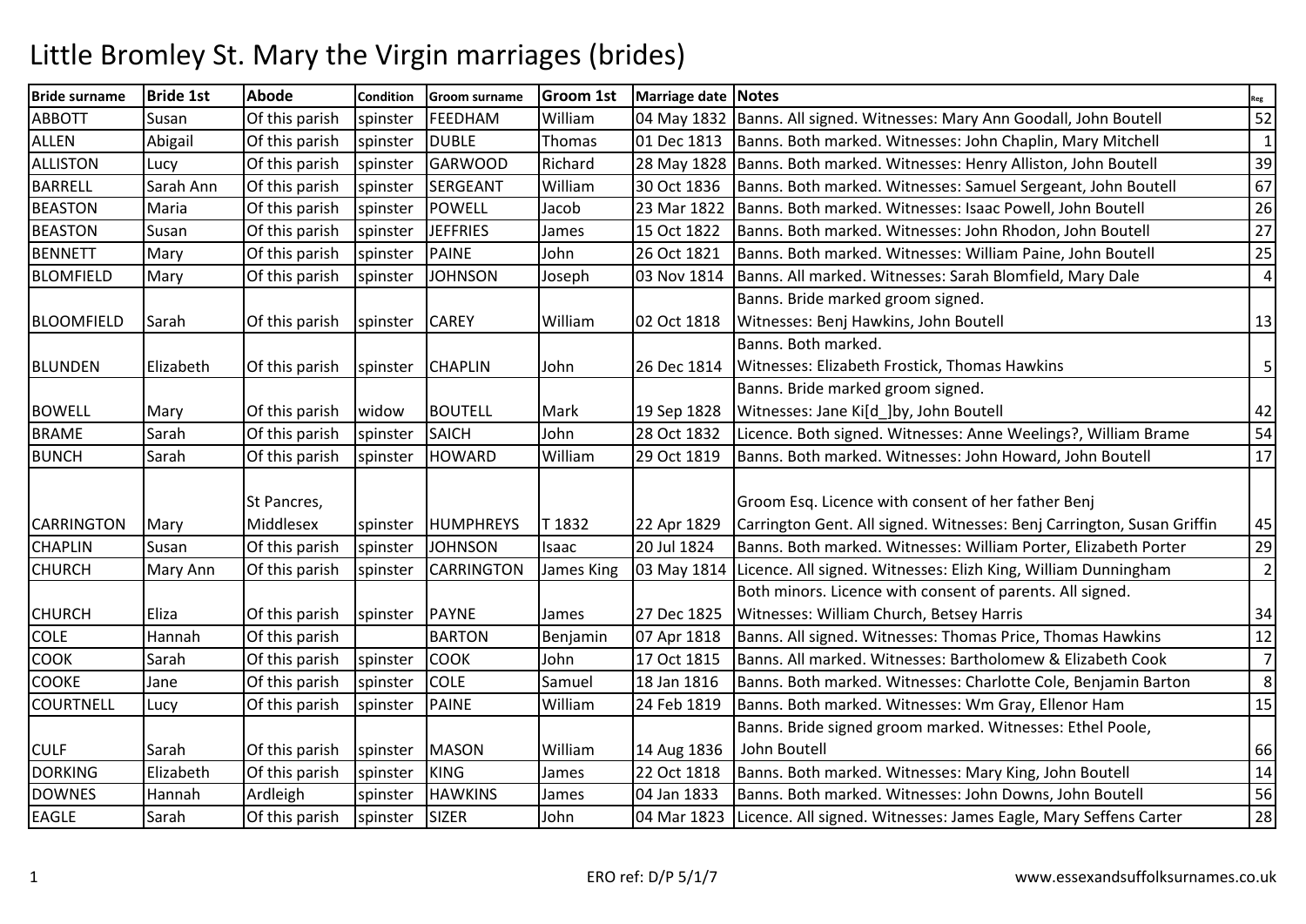# Little Bromley St. Mary the Virgin marriages (brides)

| Bride surname | Bride 1st | Abode | Condition | Groom surname | Groom 1st | Marriage date | Notes | Reg |
|---|---|---|---|---|---|---|---|---|
| ABBOTT | Susan | Of this parish | spinster | FEEDHAM | William | 04 May 1832 | Banns. All signed. Witnesses: Mary Ann Goodall, John Boutell | 52 |
| ALLEN | Abigail | Of this parish | spinster | DUBLE | Thomas | 01 Dec 1813 | Banns. Both marked. Witnesses: John Chaplin, Mary Mitchell | 1 |
| ALLISTON | Lucy | Of this parish | spinster | GARWOOD | Richard | 28 May 1828 | Banns. Both marked. Witnesses: Henry Alliston, John Boutell | 39 |
| BARRELL | Sarah Ann | Of this parish | spinster | SERGEANT | William | 30 Oct 1836 | Banns. Both marked. Witnesses: Samuel Sergeant, John Boutell | 67 |
| BEASTON | Maria | Of this parish | spinster | POWELL | Jacob | 23 Mar 1822 | Banns. Both marked. Witnesses: Isaac Powell, John Boutell | 26 |
| BEASTON | Susan | Of this parish | spinster | JEFFRIES | James | 15 Oct 1822 | Banns. Both marked. Witnesses: John Rhodon, John Boutell | 27 |
| BENNETT | Mary | Of this parish | spinster | PAINE | John | 26 Oct 1821 | Banns. Both marked. Witnesses: William Paine, John Boutell | 25 |
| BLOMFIELD | Mary | Of this parish | spinster | JOHNSON | Joseph | 03 Nov 1814 | Banns. All marked. Witnesses: Sarah Blomfield, Mary Dale | 4 |
| BLOOMFIELD | Sarah | Of this parish | spinster | CAREY | William | 02 Oct 1818 | Banns. Bride marked groom signed. Witnesses: Benj Hawkins, John Boutell | 13 |
| BLUNDEN | Elizabeth | Of this parish | spinster | CHAPLIN | John | 26 Dec 1814 | Banns. Both marked. Witnesses: Elizabeth Frostick, Thomas Hawkins | 5 |
| BOWELL | Mary | Of this parish | widow | BOUTELL | Mark | 19 Sep 1828 | Banns. Bride marked groom signed. Witnesses: Jane Ki[d_]by, John Boutell | 42 |
| BRAME | Sarah | Of this parish | spinster | SAICH | John | 28 Oct 1832 | Licence. Both signed. Witnesses: Anne Weelings?, William Brame | 54 |
| BUNCH | Sarah | Of this parish | spinster | HOWARD | William | 29 Oct 1819 | Banns. Both marked. Witnesses: John Howard, John Boutell | 17 |
| CARRINGTON | Mary | St Pancres, Middlesex | spinster | HUMPHREYS | T 1832 | 22 Apr 1829 | Groom Esq. Licence with consent of her father Benj Carrington Gent. All signed. Witnesses: Benj Carrington, Susan Griffin | 45 |
| CHAPLIN | Susan | Of this parish | spinster | JOHNSON | Isaac | 20 Jul 1824 | Banns. Both marked. Witnesses: William Porter, Elizabeth Porter | 29 |
| CHURCH | Mary Ann | Of this parish | spinster | CARRINGTON | James King | 03 May 1814 | Licence. All signed. Witnesses: Elizh King, William Dunningham | 2 |
| CHURCH | Eliza | Of this parish | spinster | PAYNE | James | 27 Dec 1825 | Both minors. Licence with consent of parents. All signed. Witnesses: William Church, Betsey Harris | 34 |
| COLE | Hannah | Of this parish | | BARTON | Benjamin | 07 Apr 1818 | Banns. All signed. Witnesses: Thomas Price, Thomas Hawkins | 12 |
| COOK | Sarah | Of this parish | spinster | COOK | John | 17 Oct 1815 | Banns. All marked. Witnesses: Bartholomew & Elizabeth Cook | 7 |
| COOKE | Jane | Of this parish | spinster | COLE | Samuel | 18 Jan 1816 | Banns. Both marked. Witnesses: Charlotte Cole, Benjamin Barton | 8 |
| COURTNELL | Lucy | Of this parish | spinster | PAINE | William | 24 Feb 1819 | Banns. Both marked. Witnesses: Wm Gray, Ellenor Ham | 15 |
| CULF | Sarah | Of this parish | spinster | MASON | William | 14 Aug 1836 | Banns. Bride signed groom marked. Witnesses: Ethel Poole, John Boutell | 66 |
| DORKING | Elizabeth | Of this parish | spinster | KING | James | 22 Oct 1818 | Banns. Both marked. Witnesses: Mary King, John Boutell | 14 |
| DOWNES | Hannah | Ardleigh | spinster | HAWKINS | James | 04 Jan 1833 | Banns. Both marked. Witnesses: John Downs, John Boutell | 56 |
| EAGLE | Sarah | Of this parish | spinster | SIZER | John | 04 Mar 1823 | Licence. All signed. Witnesses: James Eagle, Mary Seffens Carter | 28 |

ERO ref: D/P 5/1/7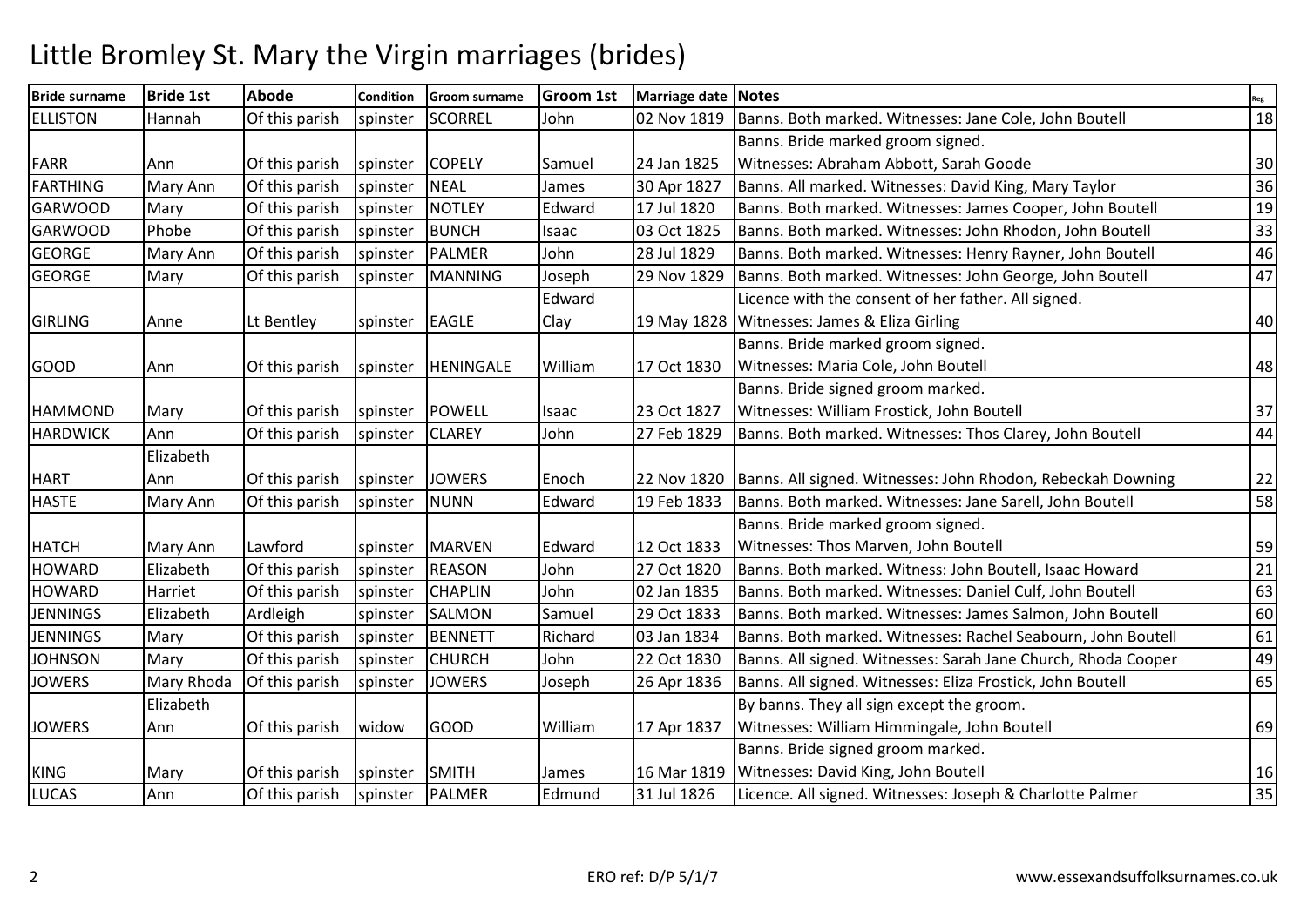# Little Bromley St. Mary the Virgin marriages (brides)

| Bride surname | Bride 1st | Abode | Condition | Groom surname | Groom 1st | Marriage date | Notes | Reg |
|---|---|---|---|---|---|---|---|---|
| ELLISTON | Hannah | Of this parish | spinster | SCORREL | John | 02 Nov 1819 | Banns. Both marked. Witnesses: Jane Cole, John Boutell | 18 |
| FARR | Ann | Of this parish | spinster | COPELY | Samuel | 24 Jan 1825 | Banns. Bride marked groom signed. Witnesses: Abraham Abbott, Sarah Goode | 30 |
| FARTHING | Mary Ann | Of this parish | spinster | NEAL | James | 30 Apr 1827 | Banns. All marked. Witnesses: David King, Mary Taylor | 36 |
| GARWOOD | Mary | Of this parish | spinster | NOTLEY | Edward | 17 Jul 1820 | Banns. Both marked. Witnesses: James Cooper, John Boutell | 19 |
| GARWOOD | Phobe | Of this parish | spinster | BUNCH | Isaac | 03 Oct 1825 | Banns. Both marked. Witnesses: John Rhodon, John Boutell | 33 |
| GEORGE | Mary Ann | Of this parish | spinster | PALMER | John | 28 Jul 1829 | Banns. Both marked. Witnesses: Henry Rayner, John Boutell | 46 |
| GEORGE | Mary | Of this parish | spinster | MANNING | Joseph | 29 Nov 1829 | Banns. Both marked. Witnesses: John George, John Boutell | 47 |
| GIRLING | Anne | Lt Bentley | spinster | EAGLE | Edward Clay | 19 May 1828 | Licence with the consent of her father. All signed. Witnesses: James & Eliza Girling | 40 |
| GOOD | Ann | Of this parish | spinster | HENINGALE | William | 17 Oct 1830 | Banns. Bride marked groom signed. Witnesses: Maria Cole, John Boutell | 48 |
| HAMMOND | Mary | Of this parish | spinster | POWELL | Isaac | 23 Oct 1827 | Banns. Bride signed groom marked. Witnesses: William Frostick, John Boutell | 37 |
| HARDWICK | Ann | Of this parish | spinster | CLAREY | John | 27 Feb 1829 | Banns. Both marked. Witnesses: Thos Clarey, John Boutell | 44 |
| HART | Elizabeth Ann | Of this parish | spinster | JOWERS | Enoch | 22 Nov 1820 | Banns. All signed. Witnesses: John Rhodon, Rebeckah Downing | 22 |
| HASTE | Mary Ann | Of this parish | spinster | NUNN | Edward | 19 Feb 1833 | Banns. Both marked. Witnesses: Jane Sarell, John Boutell | 58 |
| HATCH | Mary Ann | Lawford | spinster | MARVEN | Edward | 12 Oct 1833 | Banns. Bride marked groom signed. Witnesses: Thos Marven, John Boutell | 59 |
| HOWARD | Elizabeth | Of this parish | spinster | REASON | John | 27 Oct 1820 | Banns. Both marked. Witness: John Boutell, Isaac Howard | 21 |
| HOWARD | Harriet | Of this parish | spinster | CHAPLIN | John | 02 Jan 1835 | Banns. Both marked. Witnesses: Daniel Culf, John Boutell | 63 |
| JENNINGS | Elizabeth | Ardleigh | spinster | SALMON | Samuel | 29 Oct 1833 | Banns. Both marked. Witnesses: James Salmon, John Boutell | 60 |
| JENNINGS | Mary | Of this parish | spinster | BENNETT | Richard | 03 Jan 1834 | Banns. Both marked. Witnesses: Rachel Seabourn, John Boutell | 61 |
| JOHNSON | Mary | Of this parish | spinster | CHURCH | John | 22 Oct 1830 | Banns. All signed. Witnesses: Sarah Jane Church, Rhoda Cooper | 49 |
| JOWERS | Mary Rhoda | Of this parish | spinster | JOWERS | Joseph | 26 Apr 1836 | Banns. All signed. Witnesses: Eliza Frostick, John Boutell | 65 |
| JOWERS | Elizabeth Ann | Of this parish | widow | GOOD | William | 17 Apr 1837 | By banns. They all sign except the groom. Witnesses: William Himmingale, John Boutell | 69 |
| KING | Mary | Of this parish | spinster | SMITH | James | 16 Mar 1819 | Banns. Bride signed groom marked. Witnesses: David King, John Boutell | 16 |
| LUCAS | Ann | Of this parish | spinster | PALMER | Edmund | 31 Jul 1826 | Licence. All signed. Witnesses: Joseph & Charlotte Palmer | 35 |

ERO ref: D/P 5/1/7 www.essexandsuffolksurnames.co.uk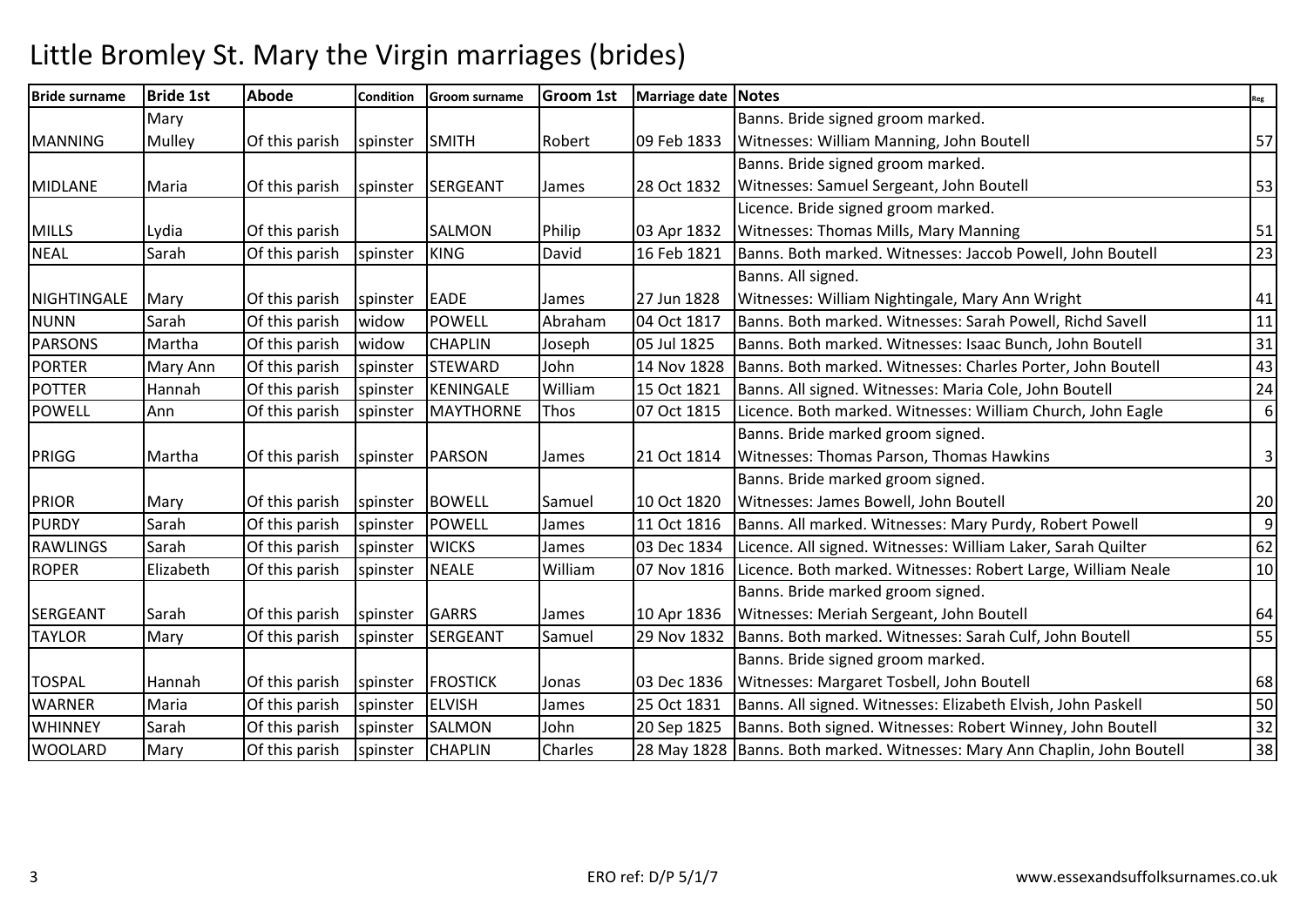# Little Bromley St. Mary the Virgin marriages (brides)

| Bride surname | Bride 1st | Abode | Condition | Groom surname | Groom 1st | Marriage date | Notes | Reg |
|---|---|---|---|---|---|---|---|---|
| MANNING | Mary Mulley | Of this parish | spinster | SMITH | Robert | 09 Feb 1833 | Banns. Bride signed groom marked. Witnesses: William Manning, John Boutell | 57 |
| MIDLANE | Maria | Of this parish | spinster | SERGEANT | James | 28 Oct 1832 | Banns. Bride signed groom marked. Witnesses: Samuel Sergeant, John Boutell | 53 |
| MILLS | Lydia | Of this parish | | SALMON | Philip | 03 Apr 1832 | Licence. Bride signed groom marked. Witnesses: Thomas Mills, Mary Manning | 51 |
| NEAL | Sarah | Of this parish | spinster | KING | David | 16 Feb 1821 | Banns. Both marked. Witnesses: Jaccob Powell, John Boutell | 23 |
| NIGHTINGALE | Mary | Of this parish | spinster | EADE | James | 27 Jun 1828 | Banns. All signed. Witnesses: William Nightingale, Mary Ann Wright | 41 |
| NUNN | Sarah | Of this parish | widow | POWELL | Abraham | 04 Oct 1817 | Banns. Both marked. Witnesses: Sarah Powell, Richd Savell | 11 |
| PARSONS | Martha | Of this parish | widow | CHAPLIN | Joseph | 05 Jul 1825 | Banns. Both marked. Witnesses: Isaac Bunch, John Boutell | 31 |
| PORTER | Mary Ann | Of this parish | spinster | STEWARD | John | 14 Nov 1828 | Banns. Both marked. Witnesses: Charles Porter, John Boutell | 43 |
| POTTER | Hannah | Of this parish | spinster | KENINGALE | William | 15 Oct 1821 | Banns. All signed. Witnesses: Maria Cole, John Boutell | 24 |
| POWELL | Ann | Of this parish | spinster | MAYTHORNE | Thos | 07 Oct 1815 | Licence. Both marked. Witnesses: William Church, John Eagle | 6 |
| PRIGG | Martha | Of this parish | spinster | PARSON | James | 21 Oct 1814 | Banns. Bride marked groom signed. Witnesses: Thomas Parson, Thomas Hawkins | 3 |
| PRIOR | Mary | Of this parish | spinster | BOWELL | Samuel | 10 Oct 1820 | Banns. Bride marked groom signed. Witnesses: James Bowell, John Boutell | 20 |
| PURDY | Sarah | Of this parish | spinster | POWELL | James | 11 Oct 1816 | Banns. All marked. Witnesses: Mary Purdy, Robert Powell | 9 |
| RAWLINGS | Sarah | Of this parish | spinster | WICKS | James | 03 Dec 1834 | Licence. All signed. Witnesses: William Laker, Sarah Quilter | 62 |
| ROPER | Elizabeth | Of this parish | spinster | NEALE | William | 07 Nov 1816 | Licence. Both marked. Witnesses: Robert Large, William Neale | 10 |
| SERGEANT | Sarah | Of this parish | spinster | GARRS | James | 10 Apr 1836 | Banns. Bride marked groom signed. Witnesses: Meriah Sergeant, John Boutell | 64 |
| TAYLOR | Mary | Of this parish | spinster | SERGEANT | Samuel | 29 Nov 1832 | Banns. Both marked. Witnesses: Sarah Culf, John Boutell | 55 |
| TOSPAL | Hannah | Of this parish | spinster | FROSTICK | Jonas | 03 Dec 1836 | Banns. Bride signed groom marked. Witnesses: Margaret Tosbell, John Boutell | 68 |
| WARNER | Maria | Of this parish | spinster | ELVISH | James | 25 Oct 1831 | Banns. All signed. Witnesses: Elizabeth Elvish, John Paskell | 50 |
| WHINNEY | Sarah | Of this parish | spinster | SALMON | John | 20 Sep 1825 | Banns. Both signed. Witnesses: Robert Winney, John Boutell | 32 |
| WOOLARD | Mary | Of this parish | spinster | CHAPLIN | Charles | 28 May 1828 | Banns. Both marked. Witnesses: Mary Ann Chaplin, John Boutell | 38 |

ERO ref: D/P 5/1/7

www.essexandsuffolksurnames.co.uk